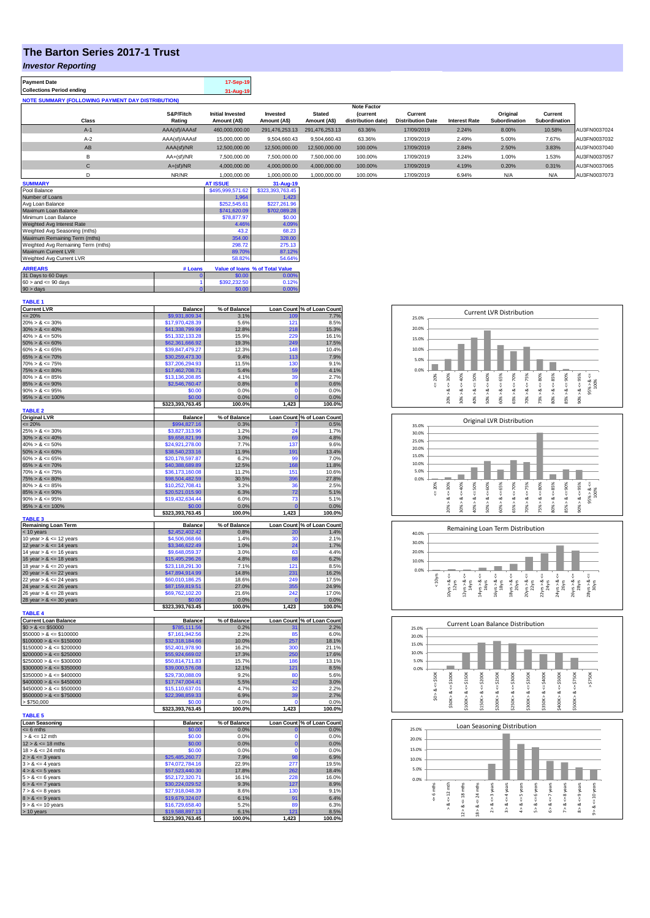# The Barton Series 2017-1 Trust

## *Investor Reporting*

| Payment Date | 17-Sep-19 |
|---|---|
| Collections Period ending | 31-Aug-19 |

**NOTE SUMMARY (FOLLOWING PAYMENT DAY DISTRIBUTION)**

| Class | S&P/Fitch Rating | Initial Invested Amount (A$) | Invested Amount (A$) | Stated Amount (A$) | Note Factor (current distribution date) | Current Distribution Date | Interest Rate | Original Subordination | Current Subordination | |
|---|---|---|---|---|---|---|---|---|---|---|
| A-1 | AAA(sf)/AAAsf | 460,000,000.00 | 291,476,253.13 | 291,476,253.13 | 63.36% | 17/09/2019 | 2.24% | 8.00% | 10.58% | AU3FN0037024 |
| A-2 | AAA(sf)/AAAsf | 15,000,000.00 | 9,504,660.43 | 9,504,660.43 | 63.36% | 17/09/2019 | 2.49% | 5.00% | 7.67% | AU3FN0037032 |
| AB | AAA(sf)/NR | 12,500,000.00 | 12,500,000.00 | 12,500,000.00 | 100.00% | 17/09/2019 | 2.84% | 2.50% | 3.83% | AU3FN0037040 |
| B | AA+(sf)/NR | 7,500,000.00 | 7,500,000.00 | 7,500,000.00 | 100.00% | 17/09/2019 | 3.24% | 1.00% | 1.53% | AU3FN0037057 |
| C | A+(sf)/NR | 4,000,000.00 | 4,000,000.00 | 4,000,000.00 | 100.00% | 17/09/2019 | 4.19% | 0.20% | 0.31% | AU3FN0037065 |
| D | NR/NR | 1,000,000.00 | 1,000,000.00 | 1,000,000.00 | 100.00% | 17/09/2019 | 6.94% | N/A | N/A | AU3FN0037073 |

| SUMMARY | AT ISSUE | 31-Aug-19 |
|---|---|---|
| Pool Balance | $495,999,571.62 | $323,393,763.45 |
| Number of Loans | 1,964 | 1,423 |
| Avg Loan Balance | $252,545.61 | $227,261.96 |
| Maximum Loan Balance | $741,620.09 | $702,089.28 |
| Minimum Loan Balance | $78,877.97 | $0.00 |
| Weighted Avg Interest Rate | 4.46% | 4.09% |
| Weighted Avg Seasoning (mths) | 43.2 | 68.23 |
| Maximum Remaining Term (mths) | 354.00 | 328.00 |
| Weighted Avg Remaining Term (mths) | 298.72 | 275.13 |
| Maximum Current LVR | 89.70% | 87.12% |
| Weighted Avg Current LVR | 58.82% | 54.64% |

| ARREARS | # Loans | Value of loans | % of Total Value |
|---|---|---|---|
| 31 Days to 60 Days | 0 | $0.00 | 0.00% |
| 60 > and <= 90 days | 1 | $392,232.50 | 0.12% |
| 90 > days | 0 | $0.00 | 0.00% |

**TABLE 1**

| Current LVR | Balance | % of Balance | Loan Count | % of Loan Count |
|---|---|---|---|---|
| <= 20% | $9,931,809.34 | 3.1% | 109 | 7.7% |
| 20% > & <= 30% | $17,970,428.39 | 5.6% | 121 | 8.5% |
| 30% > & <= 40% | $41,338,799.99 | 12.8% | 218 | 15.3% |
| 40% > & <= 50% | $51,332,133.28 | 15.9% | 229 | 16.1% |
| 50% > & <= 60% | $62,361,666.92 | 19.3% | 249 | 17.5% |
| 60% > & <= 65% | $39,847,479.27 | 12.3% | 148 | 10.4% |
| 65% > & <= 70% | $30,259,473.30 | 9.4% | 113 | 7.9% |
| 70% > & <= 75% | $37,206,294.93 | 11.5% | 130 | 9.1% |
| 75% > & <= 80% | $17,462,708.71 | 5.4% | 59 | 4.1% |
| 80% > & <= 85% | $13,136,208.85 | 4.1% | 39 | 2.7% |
| 85% > & <= 90% | $2,546,760.47 | 0.8% | 8 | 0.6% |
| 90% > & <= 95% | $0.00 | 0.0% | 0 | 0.0% |
| 95% > & <= 100% | $0.00 | 0.0% | 0 | 0.0% |
| | $323,393,763.45 | 100.0% | 1,423 | 100.0% |

**TABLE 2**

| Original LVR | Balance | % of Balance | Loan Count | % of Loan Count |
|---|---|---|---|---|
| <= 20% | $994,827.16 | 0.3% | 7 | 0.5% |
| 25% > & <= 30% | $3,827,313.96 | 1.2% | 24 | 1.7% |
| 30% > & <= 40% | $9,658,821.99 | 3.0% | 69 | 4.8% |
| 40% > & <= 50% | $24,921,278.00 | 7.7% | 137 | 9.6% |
| 50% > & <= 60% | $38,540,233.16 | 11.9% | 191 | 13.4% |
| 60% > & <= 65% | $20,178,597.87 | 6.2% | 99 | 7.0% |
| 65% > & <= 70% | $40,388,689.89 | 12.5% | 168 | 11.8% |
| 70% > & <= 75% | $36,173,160.08 | 11.2% | 151 | 10.6% |
| 75% > & <= 80% | $98,504,482.59 | 30.5% | 396 | 27.8% |
| 80% > & <= 85% | $10,252,708.41 | 3.2% | 36 | 2.5% |
| 85% > & <= 90% | $20,521,015.90 | 6.3% | 72 | 5.1% |
| 90% > & <= 95% | $19,432,634.44 | 6.0% | 73 | 5.1% |
| 95% > & <= 100% | $0.00 | 0.0% | 0 | 0.0% |
| | $323,393,763.45 | 100.0% | 1,423 | 100.0% |

**TABLE 3**

| Remaining Loan Term | Balance | % of Balance | Loan Count | % of Loan Count |
|---|---|---|---|---|
| < 10 years | $2,452,402.42 | 0.8% | 20 | 1.4% |
| 10 year > & <= 12 years | $4,506,068.66 | 1.4% | 30 | 2.1% |
| 12 year > & <= 14 years | $3,346,622.49 | 1.0% | 24 | 1.7% |
| 14 year > & <= 16 years | $9,648,059.37 | 3.0% | 63 | 4.4% |
| 16 year > & <= 18 years | $15,495,296.26 | 4.8% | 88 | 6.2% |
| 18 year > & <= 20 years | $23,118,291.30 | 7.1% | 121 | 8.5% |
| 20 year > & <= 22 years | $47,894,914.99 | 14.8% | 231 | 16.2% |
| 22 year > & <= 24 years | $60,010,186.25 | 18.6% | 249 | 17.5% |
| 24 year > & <= 26 years | $87,159,819.51 | 27.0% | 355 | 24.9% |
| 26 year > & <= 28 years | $69,762,102.20 | 21.6% | 242 | 17.0% |
| 28 year > & <= 30 years | $0.00 | 0.0% | 0 | 0.0% |
| | $323,393,763.45 | 100.0% | 1,423 | 100.0% |

**TABLE 4**

| Current Loan Balance | Balance | % of Balance | Loan Count | % of Loan Count |
|---|---|---|---|---|
| $0 > & <= $50000 | $785,111.56 | 0.2% | 31 | 2.2% |
| $50000 > & <= $100000 | $7,161,942.56 | 2.2% | 85 | 6.0% |
| $100000 > & <= $150000 | $32,318,184.66 | 10.0% | 257 | 18.1% |
| $150000 > & <= $200000 | $52,401,978.90 | 16.2% | 300 | 21.1% |
| $200000 > & <= $250000 | $55,924,669.02 | 17.3% | 250 | 17.6% |
| $250000 > & <= $300000 | $50,814,711.83 | 15.7% | 186 | 13.1% |
| $300000 > & <= $350000 | $39,000,576.08 | 12.1% | 121 | 8.5% |
| $350000 > & <= $400000 | $29,730,088.09 | 9.2% | 80 | 5.6% |
| $400000 > & <= $450000 | $17,747,004.41 | 5.5% | 42 | 3.0% |
| $450000 > & <= $500000 | $15,110,637.01 | 4.7% | 32 | 2.2% |
| $500000 > & <= $750000 | $22,398,859.33 | 6.9% | 39 | 2.7% |
| > $750,000 | $0.00 | 0.0% | 0 | 0.0% |
| | $323,393,763.45 | 100.0% | 1,423 | 100.0% |

**TABLE 5**

| Loan Seasoning | Balance | % of Balance | Loan Count | % of Loan Count |
|---|---|---|---|---|
| <= 6 mths | $0.00 | 0.0% | 0 | 0.0% |
| > & <= 12 mth | $0.00 | 0.0% | 0 | 0.0% |
| 12 > & <= 18 mths | $0.00 | 0.0% | 0 | 0.0% |
| 18 > & <= 24 mths | $0.00 | 0.0% | 0 | 0.0% |
| 2 > & <= 3 years | $25,485,260.77 | 7.9% | 98 | 6.9% |
| 3 > & <= 4 years | $74,072,784.16 | 22.9% | 277 | 19.5% |
| 4 > & <= 5 years | $57,523,440.30 | 17.8% | 262 | 18.4% |
| 5 > & <= 6 years | $52,172,320.71 | 16.1% | 228 | 16.0% |
| 6 > & <= 7 years | $30,224,029.52 | 9.3% | 127 | 8.9% |
| 7 > & <= 8 years | $27,918,048.39 | 8.6% | 130 | 9.1% |
| 8 > & <= 9 years | $19,679,324.07 | 6.1% | 91 | 6.4% |
| 9 > & <= 10 years | $16,729,658.40 | 5.2% | 89 | 6.3% |
| > 10 years | $19,588,897.13 | 6.1% | 121 | 8.5% |
| | $323,393,763.45 | 100.0% | 1,423 | 100.0% |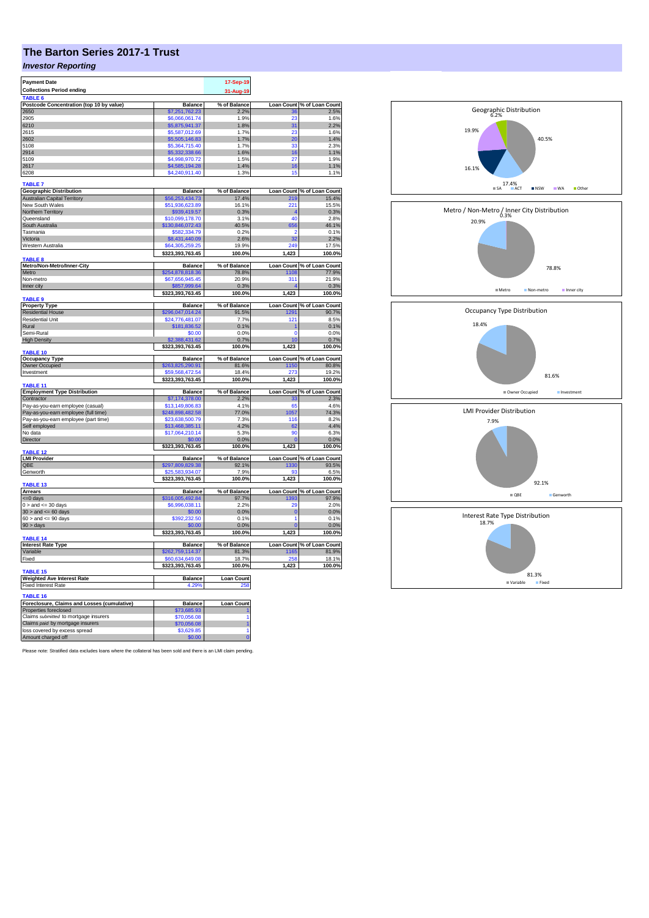# The Barton Series 2017-1 Trust

***Investor Reporting***

| Payment Date | 17-Sep-19 |
|---|---|
| Collections Period ending | 31-Aug-19 |

**TABLE 6**

| Postcode Concentration (top 10 by value) | Balance | % of Balance | Loan Count | % of Loan Count |
|---|---|---|---|---|
| 2650 | $7,251,762.23 | 2.2% | 36 | 2.5% |
| 2905 | $6,066,061.74 | 1.9% | 23 | 1.6% |
| 6210 | $5,875,941.37 | 1.8% | 31 | 2.2% |
| 2615 | $5,587,012.69 | 1.7% | 23 | 1.6% |
| 2602 | $5,505,146.83 | 1.7% | 20 | 1.4% |
| 5108 | $5,364,715.40 | 1.7% | 33 | 2.3% |
| 2914 | $5,332,338.66 | 1.6% | 16 | 1.1% |
| 5109 | $4,998,970.72 | 1.5% | 27 | 1.9% |
| 2617 | $4,585,194.28 | 1.4% | 16 | 1.1% |
| 6208 | $4,240,911.40 | 1.3% | 15 | 1.1% |

**TABLE 7**

| Geographic Distribution | Balance | % of Balance | Loan Count | % of Loan Count |
|---|---|---|---|---|
| Australian Capital Territory | $56,253,434.73 | 17.4% | 219 | 15.4% |
| New South Wales | $51,936,623.89 | 16.1% | 221 | 15.5% |
| Northern Territory | $939,419.57 | 0.3% | 4 | 0.3% |
| Queensland | $10,099,178.70 | 3.1% | 40 | 2.8% |
| South Australia | $130,846,072.43 | 40.5% | 656 | 46.1% |
| Tasmania | $582,334.79 | 0.2% | 2 | 0.1% |
| Victoria | $8,431,440.09 | 2.6% | 32 | 2.2% |
| Western Australia | $64,305,259.25 | 19.9% | 249 | 17.5% |
| | $323,393,763.45 | 100.0% | 1,423 | 100.0% |

**TABLE 8**

| Metro/Non-Metro/Inner-City | Balance | % of Balance | Loan Count | % of Loan Count |
|---|---|---|---|---|
| Metro | $254,878,818.36 | 78.8% | 1108 | 77.9% |
| Non-metro | $67,656,945.45 | 20.9% | 311 | 21.9% |
| Inner city | $857,999.64 | 0.3% | 4 | 0.3% |
| | $323,393,763.45 | 100.0% | 1,423 | 100.0% |

**TABLE 9**

| Property Type | Balance | % of Balance | Loan Count | % of Loan Count |
|---|---|---|---|---|
| Residential House | $296,047,014.24 | 91.5% | 1291 | 90.7% |
| Residential Unit | $24,776,481.07 | 7.7% | 121 | 8.5% |
| Rural | $181,836.52 | 0.1% | 1 | 0.1% |
| Semi-Rural | $0.00 | 0.0% | 0 | 0.0% |
| High Density | $2,388,431.62 | 0.7% | 10 | 0.7% |
| | $323,393,763.45 | 100.0% | 1,423 | 100.0% |

**TABLE 10**

| Occupancy Type | Balance | % of Balance | Loan Count | % of Loan Count |
|---|---|---|---|---|
| Owner Occupied | $263,825,290.91 | 81.6% | 1150 | 80.8% |
| Investment | $59,568,472.54 | 18.4% | 273 | 19.2% |
| | $323,393,763.45 | 100.0% | 1,423 | 100.0% |

**TABLE 11**

| Employment Type Distribution | Balance | % of Balance | Loan Count | % of Loan Count |
|---|---|---|---|---|
| Contractor | $7,174,378.00 | 2.2% | 33 | 2.3% |
| Pay-as-you-earn employee (casual) | $13,149,806.83 | 4.1% | 65 | 4.6% |
| Pay-as-you-earn employee (full time) | $248,898,482.58 | 77.0% | 1057 | 74.3% |
| Pay-as-you-earn employee (part time) | $23,638,500.79 | 7.3% | 116 | 8.2% |
| Self employed | $13,468,385.11 | 4.2% | 62 | 4.4% |
| No data | $17,064,210.14 | 5.3% | 90 | 6.3% |
| Director | $0.00 | 0.0% | 0 | 0.0% |
| | $323,393,763.45 | 100.0% | 1,423 | 100.0% |

**TABLE 12**

| LMI Provider | Balance | % of Balance | Loan Count | % of Loan Count |
|---|---|---|---|---|
| QBE | $297,809,829.38 | 92.1% | 1330 | 93.5% |
| Genworth | $25,583,934.07 | 7.9% | 93 | 6.5% |
| | $323,393,763.45 | 100.0% | 1,423 | 100.0% |

**TABLE 13**

| Arrears | Balance | % of Balance | Loan Count | % of Loan Count |
|---|---|---|---|---|
| <=0 days | $316,005,492.84 | 97.7% | 1393 | 97.9% |
| 0 > and <= 30 days | $6,996,038.11 | 2.2% | 29 | 2.0% |
| 30 > and <= 60 days | $0.00 | 0.0% | 0 | 0.0% |
| 60 > and <= 90 days | $392,232.50 | 0.1% | 1 | 0.1% |
| 90 > days | $0.00 | 0.0% | 0 | 0.0% |
| | $323,393,763.45 | 100.0% | 1,423 | 100.0% |

**TABLE 14**

| Interest Rate Type | Balance | % of Balance | Loan Count | % of Loan Count |
|---|---|---|---|---|
| Variable | $262,759,114.37 | 81.3% | 1165 | 81.9% |
| Fixed | $60,634,649.08 | 18.7% | 258 | 18.1% |
| | $323,393,763.45 | 100.0% | 1,423 | 100.0% |

**TABLE 15**

| Weighted Ave Interest Rate | Balance | Loan Count |
|---|---|---|
| Fixed Interest Rate | 4.29% | 258 |

**TABLE 16**

| Foreclosure, Claims and Losses (cumulative) | Balance | Loan Count |
|---|---|---|
| Properties foreclosed | $73,685.93 | 1 |
| Claims *submitted* to mortgage insurers | $70,056.08 | 1 |
| Claims *paid* by mortgage insurers | $70,056.08 | 1 |
| loss covered by excess spread | $3,629.85 | 1 |
| Amount charged off | $0.00 | 0 |

Please note: Stratified data excludes loans where the collateral has been sold and there is an LMI claim pending.

Geographic Distribution

SA 40.5%, ACT 17.4%, NSW 16.1%, WA 19.9%, Other 6.2%

Metro / Non-Metro / Inner City Distribution

Metro 78.8%, Non-metro 20.9%, Inner city 0.3%

Occupancy Type Distribution

Owner Occupied 81.6%, Investment 18.4%

LMI Provider Distribution

QBE 92.1%, Genworth 7.9%

Interest Rate Type Distribution

Variable 81.3%, Fixed 18.7%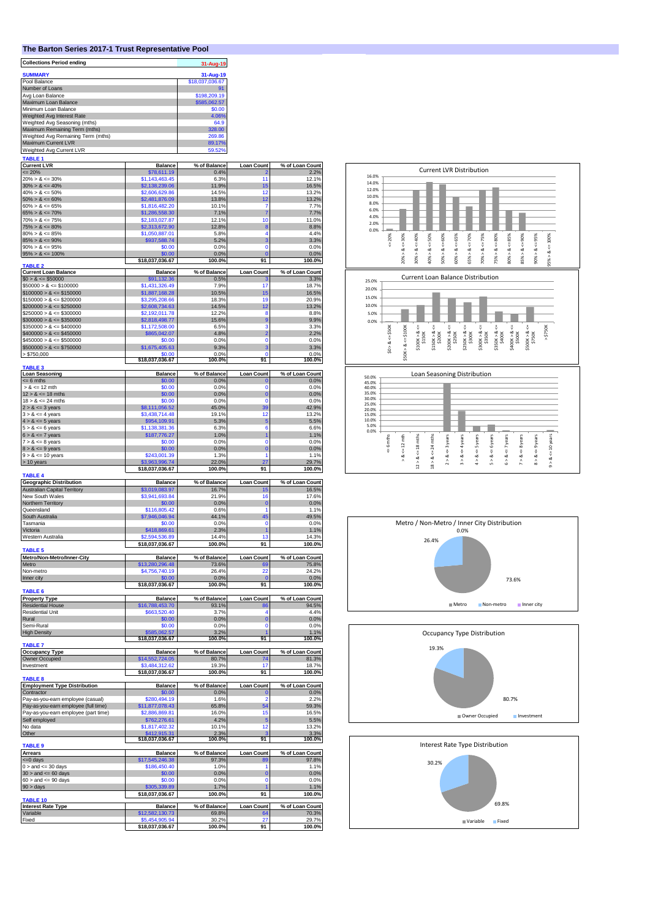# The Barton Series 2017-1 Trust Representative Pool

| Collections Period ending | 31-Aug-19 |
|---|---|

| SUMMARY | 31-Aug-19 |
|---|---|
| Pool Balance | $18,037,036.67 |
| Number of Loans | 91 |
| Avg Loan Balance | $198,209.19 |
| Maximum Loan Balance | $585,062.57 |
| Minimum Loan Balance | $0.00 |
| Weighted Avg Interest Rate | 4.06% |
| Weighted Avg Seasoning (mths) | 64.9 |
| Maximum Remaining Term (mths) | 328.00 |
| Weighted Avg Remaining Term (mths) | 269.86 |
| Maximum Current LVR | 89.17% |
| Weighted Avg Current LVR | 59.52% |

TABLE 1

| Current LVR | Balance | % of Balance | Loan Count | % of Loan Count |
|---|---|---|---|---|
| <= 20% | $78,611.19 | 0.4% | 2 | 2.2% |
| 20% > & <= 30% | $1,143,463.45 | 6.3% | 11 | 12.1% |
| 30% > & <= 40% | $2,138,239.06 | 11.9% | 15 | 16.5% |
| 40% > & <= 50% | $2,606,629.86 | 14.5% | 12 | 13.2% |
| 50% > & <= 60% | $2,481,876.09 | 13.8% | 12 | 13.2% |
| 60% > & <= 65% | $1,816,482.20 | 10.1% | 7 | 7.7% |
| 65% > & <= 70% | $1,286,558.30 | 7.1% | 7 | 7.7% |
| 70% > & <= 75% | $2,183,027.87 | 12.1% | 10 | 11.0% |
| 75% > & <= 80% | $2,313,672.90 | 12.8% | 8 | 8.8% |
| 80% > & <= 85% | $1,050,887.01 | 5.8% | 4 | 4.4% |
| 85% > & <= 90% | $937,588.74 | 5.2% | 3 | 3.3% |
| 90% > & <= 95% | $0.00 | 0.0% | 0 | 0.0% |
| 95% > & <= 100% | $0.00 | 0.0% | 0 | 0.0% |
| | $18,037,036.67 | 100.0% | 91 | 100.0% |

TABLE 2

| Current Loan Balance | Balance | % of Balance | Loan Count | % of Loan Count |
|---|---|---|---|---|
| $0 > & <= $50000 | $91,132.36 | 0.5% | 3 | 3.3% |
| $50000 > & <= $100000 | $1,431,326.49 | 7.9% | 17 | 18.7% |
| $100000 > & <= $150000 | $1,887,168.28 | 10.5% | 15 | 16.5% |
| $150000 > & <= $200000 | $3,295,208.66 | 18.3% | 19 | 20.9% |
| $200000 > & <= $250000 | $2,608,734.63 | 14.5% | 12 | 13.2% |
| $250000 > & <= $300000 | $2,192,011.78 | 12.2% | 8 | 8.8% |
| $300000 > & <= $350000 | $2,818,498.77 | 15.6% | 9 | 9.9% |
| $350000 > & <= $400000 | $1,172,508.00 | 6.5% | 3 | 3.3% |
| $400000 > & <= $450000 | $865,042.07 | 4.8% | 2 | 2.2% |
| $450000 > & <= $500000 | $0.00 | 0.0% | 0 | 0.0% |
| $500000 > & <= $750000 | $1,675,405.63 | 9.3% | 3 | 3.3% |
| > $750,000 | $0.00 | 0.0% | 0 | 0.0% |
| | $18,037,036.67 | 100.0% | 91 | 100.0% |

TABLE 3

| Loan Seasoning | Balance | % of Balance | Loan Count | % of Loan Count |
|---|---|---|---|---|
| <= 6 mths | $0.00 | 0.0% | 0 | 0.0% |
| > & <= 12 mth | $0.00 | 0.0% | 0 | 0.0% |
| 12 > & <= 18 mths | $0.00 | 0.0% | 0 | 0.0% |
| 18 > & <= 24 mths | $0.00 | 0.0% | 0 | 0.0% |
| 2 > & <= 3 years | $8,111,056.52 | 45.0% | 39 | 42.9% |
| 3 > & <= 4 years | $3,438,714.48 | 19.1% | 12 | 13.2% |
| 4 > & <= 5 years | $954,109.91 | 5.3% | 5 | 5.5% |
| 5 > & <= 6 years | $1,138,381.36 | 6.3% | 6 | 6.6% |
| 6 > & <= 7 years | $187,776.27 | 1.0% | 1 | 1.1% |
| 7 > & <= 8 years | $0.00 | 0.0% | 0 | 0.0% |
| 8 > & <= 9 years | $0.00 | 0.0% | 0 | 0.0% |
| 9 > & <= 10 years | $243,001.39 | 1.3% | 1 | 1.1% |
| > 10 years | $3,963,996.74 | 22.0% | 27 | 29.7% |
| | $18,037,036.67 | 100.0% | 91 | 100.0% |

TABLE 4

| Geographic Distribution | Balance | % of Balance | Loan Count | % of Loan Count |
|---|---|---|---|---|
| Australian Capital Territory | $3,019,083.97 | 16.7% | 15 | 16.5% |
| New South Wales | $3,941,693.84 | 21.9% | 16 | 17.6% |
| Northern Territory | $0.00 | 0.0% | 0 | 0.0% |
| Queensland | $116,805.42 | 0.6% | 1 | 1.1% |
| South Australia | $7,946,046.94 | 44.1% | 45 | 49.5% |
| Tasmania | $0.00 | 0.0% | 0 | 0.0% |
| Victoria | $418,869.61 | 2.3% | 1 | 1.1% |
| Western Australia | $2,594,536.89 | 14.4% | 13 | 14.3% |
| | $18,037,036.67 | 100.0% | 91 | 100.0% |

TABLE 5

| Metro/Non-Metro/Inner-City | Balance | % of Balance | Loan Count | % of Loan Count |
|---|---|---|---|---|
| Metro | $13,280,296.48 | 73.6% | 69 | 75.8% |
| Non-metro | $4,756,740.19 | 26.4% | 22 | 24.2% |
| Inner city | $0.00 | 0.0% | 0 | 0.0% |
| | $18,037,036.67 | 100.0% | 91 | 100.0% |

TABLE 6

| Property Type | Balance | % of Balance | Loan Count | % of Loan Count |
|---|---|---|---|---|
| Residential House | $16,788,453.70 | 93.1% | 86 | 94.5% |
| Residential Unit | $663,520.40 | 3.7% | 4 | 4.4% |
| Rural | $0.00 | 0.0% | 0 | 0.0% |
| Semi-Rural | $0.00 | 0.0% | 0 | 0.0% |
| High Density | $585,062.57 | 3.2% | 1 | 1.1% |
| | $18,037,036.67 | 100.0% | 91 | 100.0% |

TABLE 7

| Occupancy Type | Balance | % of Balance | Loan Count | % of Loan Count |
|---|---|---|---|---|
| Owner Occupied | $14,552,724.05 | 80.7% | 74 | 81.3% |
| Investment | $3,484,312.62 | 19.3% | 17 | 18.7% |
| | $18,037,036.67 | 100.0% | 91 | 100.0% |

TABLE 8

| Employment Type Distribution | Balance | % of Balance | Loan Count | % of Loan Count |
|---|---|---|---|---|
| Contractor | $0.00 | 0.0% | 0 | 0.0% |
| Pay-as-you-earn employee (casual) | $280,494.19 | 1.6% | 2 | 2.2% |
| Pay-as-you-earn employee (full time) | $11,877,078.43 | 65.8% | 54 | 59.3% |
| Pay-as-you-earn employee (part time) | $2,886,869.81 | 16.0% | 15 | 16.5% |
| Self employed | $762,276.61 | 4.2% | 5 | 5.5% |
| No data | $1,817,402.32 | 10.1% | 12 | 13.2% |
| Other | $412,915.31 | 2.3% | 3 | 3.3% |
| | $18,037,036.67 | 100.0% | 91 | 100.0% |

TABLE 9

| Arrears | Balance | % of Balance | Loan Count | % of Loan Count |
|---|---|---|---|---|
| <=0 days | $17,545,246.38 | 97.3% | 89 | 97.8% |
| 0 > and <= 30 days | $186,450.40 | 1.0% | 1 | 1.1% |
| 30 > and <= 60 days | $0.00 | 0.0% | 0 | 0.0% |
| 60 > and <= 90 days | $0.00 | 0.0% | 0 | 0.0% |
| 90 > days | $305,339.89 | 1.7% | 1 | 1.1% |
| | $18,037,036.67 | 100.0% | 91 | 100.0% |

TABLE 10

| Interest Rate Type | Balance | % of Balance | Loan Count | % of Loan Count |
|---|---|---|---|---|
| Variable | $12,582,130.73 | 69.8% | 64 | 70.3% |
| Fixed | $5,454,905.94 | 30.2% | 27 | 29.7% |
| | $18,037,036.67 | 100.0% | 91 | 100.0% |

Current LVR Distribution
16.0%
14.0%
12.0%
10.0%
8.0%
6.0%
4.0%
2.0%
0.0%
<= 20%
20% > & <= 30%
30% > & <= 40%
40% > & <= 50%
50% > & <= 60%
60% > & <= 65%
65% > & <= 70%
70% > & <= 75%
75% > & <= 80%
80% > & <= 85%
85% > & <= 90%
90% > & <= 95%
95% > & <= 100%

Current Loan Balance Distribution
25.0%
20.0%
15.0%
10.0%
5.0%
0.0%
$0 > & <= $50K
$50K > & <= $100K
$100K > & <= $150K
$150K > & <= $200K
$200K > & <= $250K
$250K > & <= $300K
$300K > & <= $350K
$350K > & <= $400K
$400K > & <= $500K
$500K > & <= $750K
> $750K

Loan Seasoning Distribution
50.0%
45.0%
40.0%
35.0%
30.0%
25.0%
20.0%
15.0%
10.0%
5.0%
0.0%
<= 6 mths
> & <= 12 mth
12 > & <= 18 mths
18 > & <= 24 mths
2 > & <= 3 years
3 > & <= 4 years
4 > & <= 5 years
5 > & <= 6 years
6 > & <= 7 years
7 > & <= 8 years
8 > & <= 9 years
9 > & <= 10 years

Metro / Non-Metro / Inner City Distribution
0.0%
26.4%
73.6%
Metro
Non-metro
Inner city

Occupancy Type Distribution
19.3%
80.7%
Owner Occupied
Investment

Interest Rate Type Distribution
30.2%
69.8%
Variable
Fixed